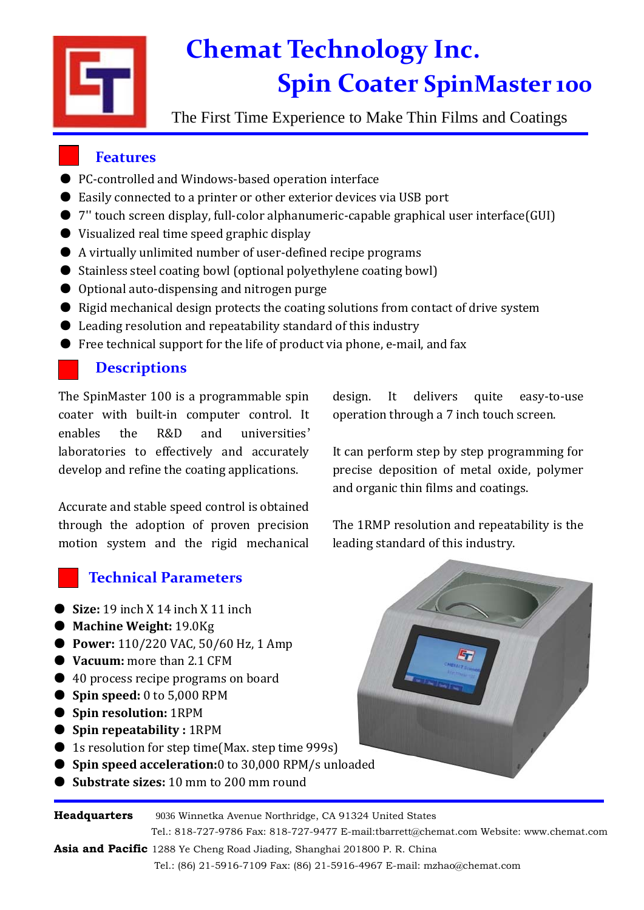# Chemat Technology Inc.

# Spin Coater SpinMaster 100

The First Time Experience to Make Thin Films and Coatings

## Features

- PC-controlled and Windows-based operation interface
- Easily connected to a printer or other exterior devices via USB port
- 7'' touch screen display, full-color alphanumeric-capable graphical user interface(GUI)
- Visualized real time speed graphic display
- A virtually unlimited number of user-defined recipe programs
- Stainless steel coating bowl (optional polyethylene coating bowl)
- Optional auto-dispensing and nitrogen purge
- Rigid mechanical design protects the coating solutions from contact of drive system
- Leading resolution and repeatability standard of this industry
- Free technical support for the life of product via phone, e-mail, and fax

## Descriptions

The SpinMaster 100 is a programmable spin coater with built-in computer control. It enables the R&D and universities' laboratories to effectively and accurately develop and refine the coating applications.

Accurate and stable speed control is obtained through the adoption of proven precision motion system and the rigid mechanical design. It delivers quite easy-to-use operation through a 7 inch touch screen.

It can perform step by step programming for precise deposition of metal oxide, polymer and organic thin films and coatings.

The 1RMP resolution and repeatability is the leading standard of this industry.

## Technical Parameters

- **Size:** 19 inch X 14 inch X 11 inch
- **Machine Weight:** 19.0Kg
- **Power:** 110/220 VAC, 50/60 Hz, 1 Amp
- **Vacuum:** more than 2.1 CFM
- 40 process recipe programs on board
- **Spin speed:** 0 to 5,000 RPM
- **Spin resolution:** 1RPM
- **Spin repeatability :** 1RPM
- 1s resolution for step time(Max. step time 999s)
- **Spin speed acceleration:**0 to 30,000 RPM/s unloaded
- **Substrate sizes:** 10 mm to 200 mm round

**Headquarters** 9036 Winnetka Avenue Northridge, CA 91324 United States
Tel.: 818-727-9786 Fax: 818-727-9477 E-mail:tbarrett@chemat.com Website: www.chemat.com

**Asia and Pacific** 1288 Ye Cheng Road Jiading, Shanghai 201800 P. R. China
Tel.: (86) 21-5916-7109 Fax: (86) 21-5916-4967 E-mail: mzhao@chemat.com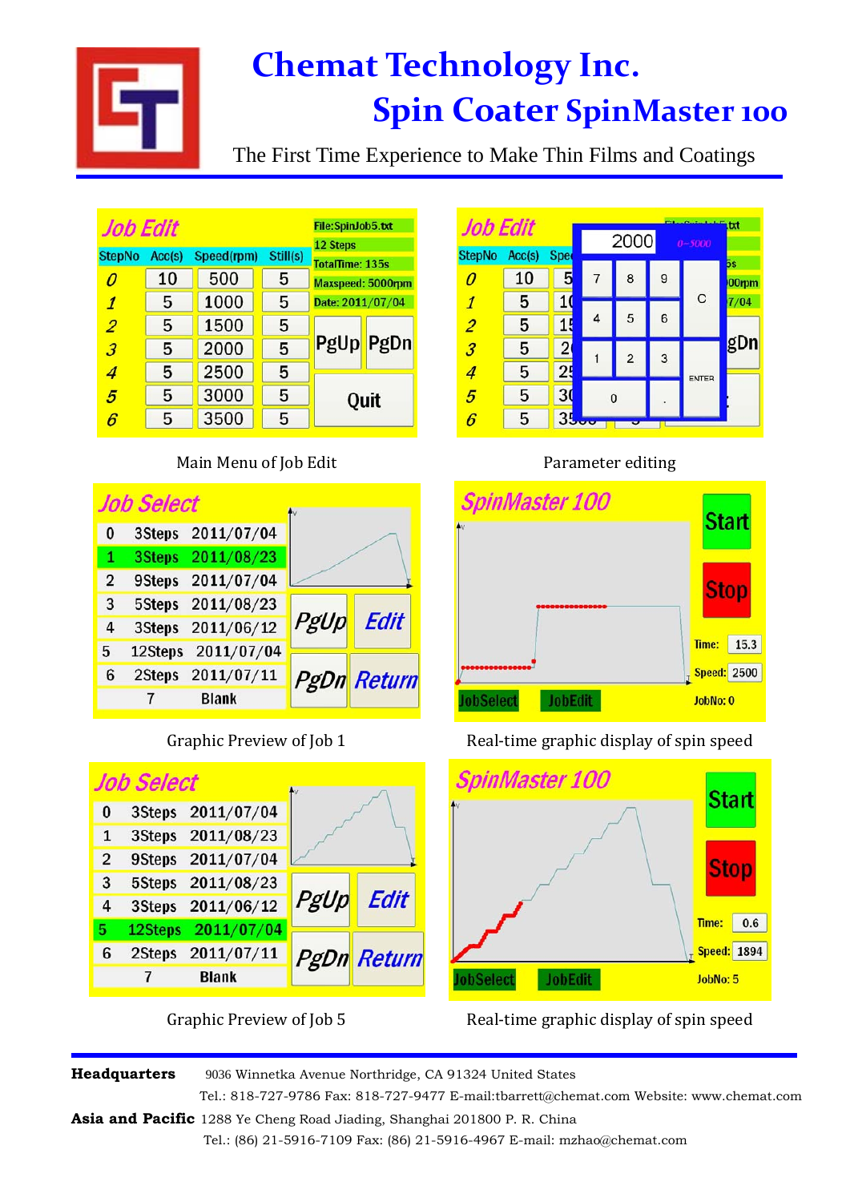# Chemat Technology Inc.

## Spin Coater SpinMaster 100

The First Time Experience to Make Thin Films and Coatings

Job Edit

File:SpinJob5.txt
12 Steps
TotalTime: 135s
Maxspeed: 5000rpm
Date: 2011/07/04

| StepNo | Acc(s) | Speed(rpm) | Still(s) |
|---|---|---|---|
| 0 | 10 | 500 | 5 |
| 1 | 5 | 1000 | 5 |
| 2 | 5 | 1500 | 5 |
| 3 | 5 | 2000 | 5 |
| 4 | 5 | 2500 | 5 |
| 5 | 5 | 3000 | 5 |
| 6 | 5 | 3500 | 5 |

PgUp PgDn Quit

Main Menu of Job Edit

Job Edit

2000 0~5000

7 8 9 C
4 5 6
1 2 3 ENTER
0 .

Parameter editing

Job Select

| | | |
|---|---|---|
| 0 | 3Steps | 2011/07/04 |
| 1 | 3Steps | 2011/08/23 |
| 2 | 9Steps | 2011/07/04 |
| 3 | 5Steps | 2011/08/23 |
| 4 | 3Steps | 2011/06/12 |
| 5 | 12Steps | 2011/07/04 |
| 6 | 2Steps | 2011/07/11 |
| 7 | Blank | |

PgUp Edit PgDn Return

Graphic Preview of Job 1

SpinMaster 100

Start Stop

Time: 15.3
Speed: 2500
JobSelect JobEdit JobNo: 0

Real-time graphic display of spin speed

Job Select

| | | |
|---|---|---|
| 0 | 3Steps | 2011/07/04 |
| 1 | 3Steps | 2011/08/23 |
| 2 | 9Steps | 2011/07/04 |
| 3 | 5Steps | 2011/08/23 |
| 4 | 3Steps | 2011/06/12 |
| 5 | 12Steps | 2011/07/04 |
| 6 | 2Steps | 2011/07/11 |
| 7 | Blank | |

PgUp Edit PgDn Return

Graphic Preview of Job 5

SpinMaster 100

Start Stop

Time: 0.6
Speed: 1894
JobSelect JobEdit JobNo: 5

Real-time graphic display of spin speed

**Headquarters** 9036 Winnetka Avenue Northridge, CA 91324 United States
Tel.: 818-727-9786 Fax: 818-727-9477 E-mail:tbarrett@chemat.com Website: www.chemat.com

**Asia and Pacific** 1288 Ye Cheng Road Jiading, Shanghai 201800 P. R. China
Tel.: (86) 21-5916-7109 Fax: (86) 21-5916-4967 E-mail: mzhao@chemat.com